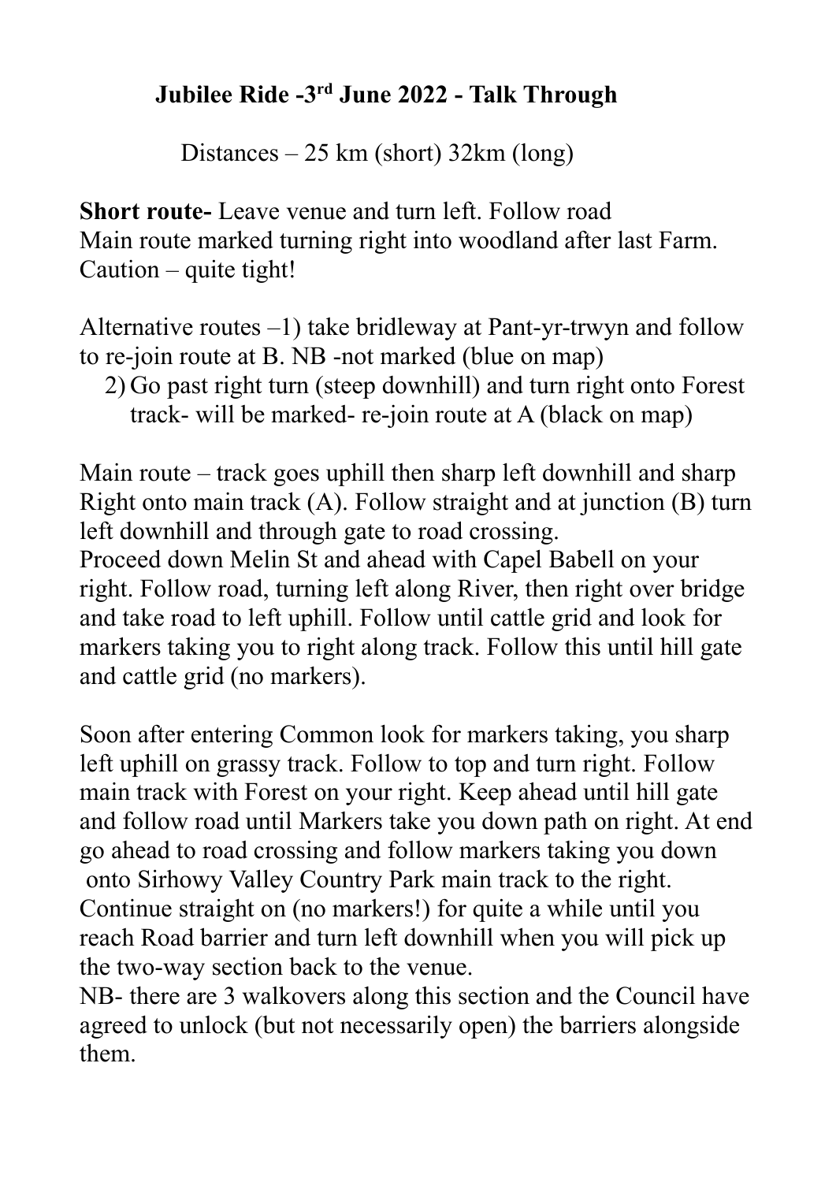# Jubilee Ride -3rd June 2022 - Talk Through

Distances – 25 km (short) 32km (long)

**Short route-** Leave venue and turn left. Follow road
Main route marked turning right into woodland after last Farm.
Caution – quite tight!

Alternative routes –1) take bridleway at Pant-yr-trwyn and follow to re-join route at B. NB -not marked (blue on map)

2) Go past right turn (steep downhill) and turn right onto Forest track- will be marked- re-join route at A (black on map)

Main route – track goes uphill then sharp left downhill and sharp Right onto main track (A). Follow straight and at junction (B) turn left downhill and through gate to road crossing.
Proceed down Melin St and ahead with Capel Babell on your right. Follow road, turning left along River, then right over bridge and take road to left uphill. Follow until cattle grid and look for markers taking you to right along track. Follow this until hill gate and cattle grid (no markers).

Soon after entering Common look for markers taking, you sharp left uphill on grassy track. Follow to top and turn right. Follow main track with Forest on your right. Keep ahead until hill gate and follow road until Markers take you down path on right. At end go ahead to road crossing and follow markers taking you down onto Sirhowy Valley Country Park main track to the right. Continue straight on (no markers!) for quite a while until you reach Road barrier and turn left downhill when you will pick up the two-way section back to the venue.
NB- there are 3 walkovers along this section and the Council have agreed to unlock (but not necessarily open) the barriers alongside them.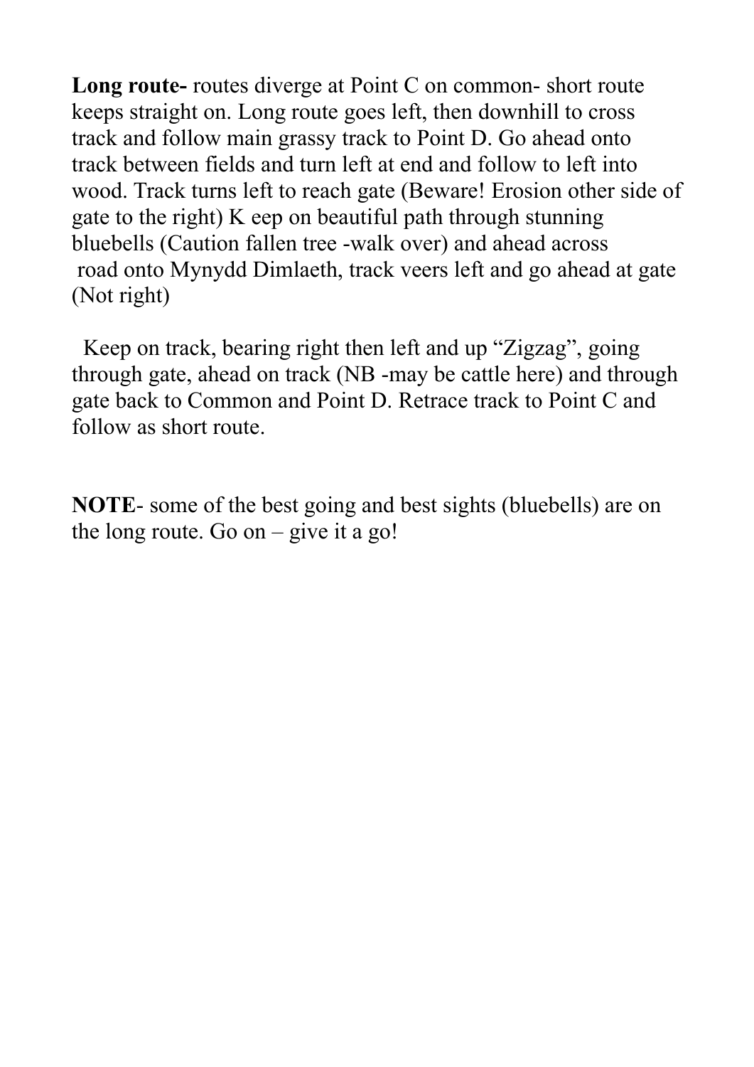**Long route-** routes diverge at Point C on common- short route keeps straight on. Long route goes left, then downhill to cross track and follow main grassy track to Point D. Go ahead onto track between fields and turn left at end and follow to left into wood. Track turns left to reach gate (Beware! Erosion other side of gate to the right) K eep on beautiful path through stunning bluebells (Caution fallen tree -walk over) and ahead across road onto Mynydd Dimlaeth, track veers left and go ahead at gate (Not right)

Keep on track, bearing right then left and up "Zigzag", going through gate, ahead on track (NB -may be cattle here) and through gate back to Common and Point D. Retrace track to Point C and follow as short route.

**NOTE**- some of the best going and best sights (bluebells) are on the long route. Go on – give it a go!